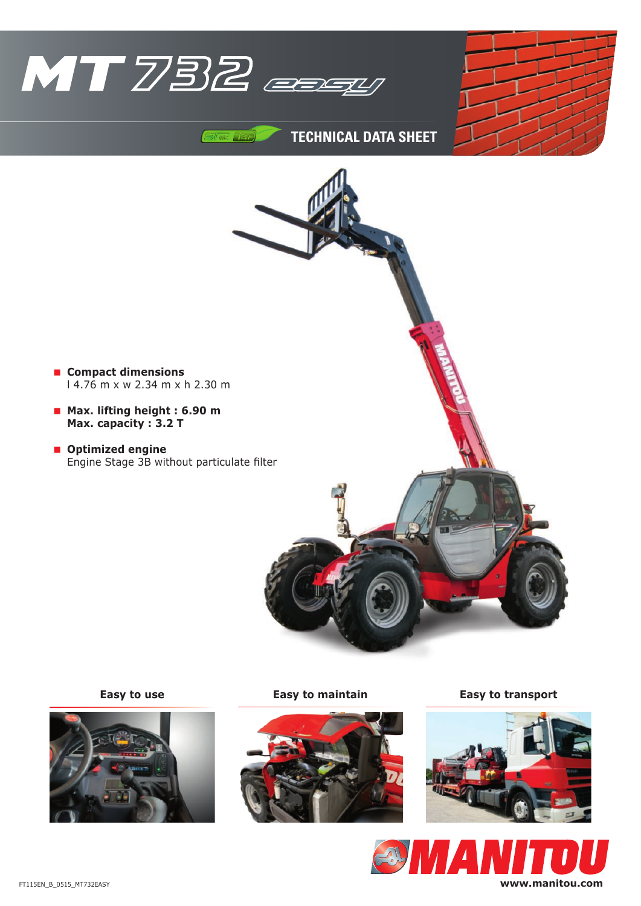# MT 732 easy

## TECHNICAL DATA SHEET

- **Compact dimensions**
  l 4.76 m x w 2.34 m x h 2.30 m
- **Max. lifting height : 6.90 m**
  **Max. capacity : 3.2 T**
- **Optimized engine**
  Engine Stage 3B without particulate filter

**Easy to use**

**Easy to maintain**

**Easy to transport**

MANITOU

www.manitou.com

FT115EN_B_0515_MT732EASY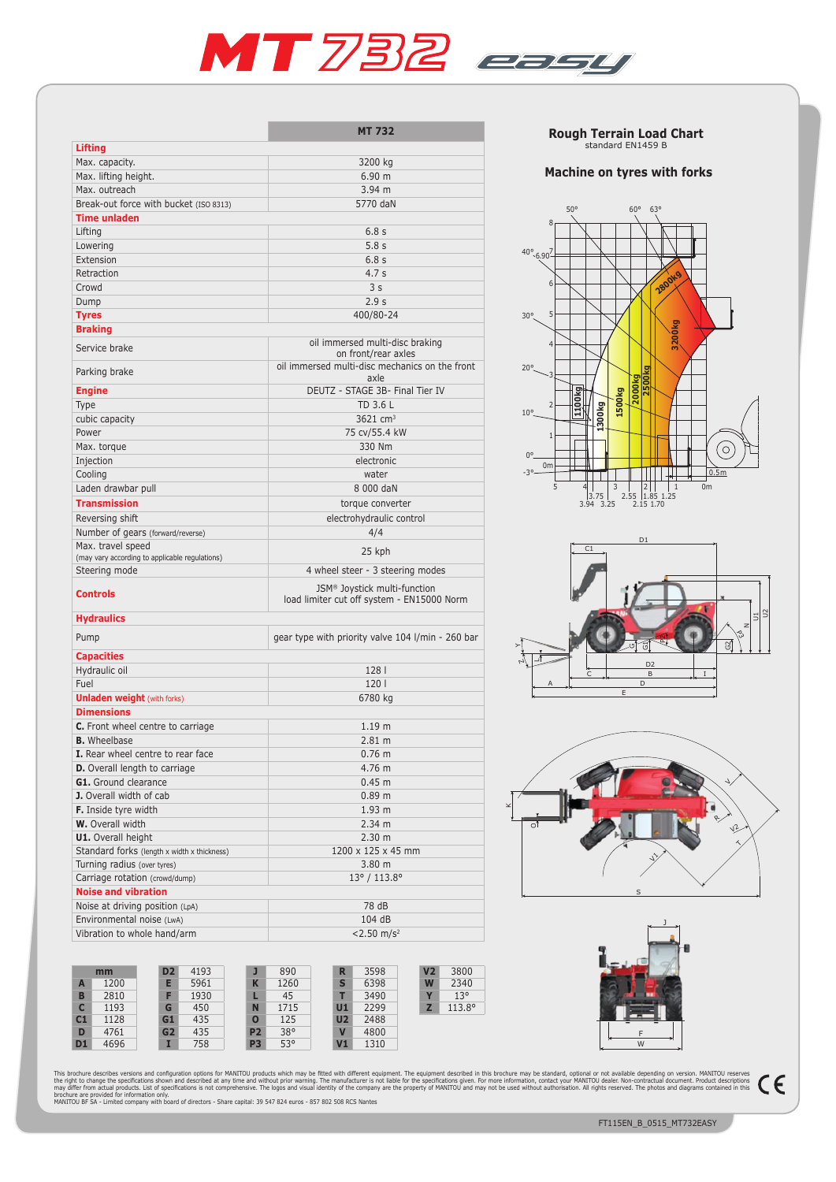# MT 732 easy

| | MT 732 |
|---|---|
| **Lifting** | |
| Max. capacity. | 3200 kg |
| Max. lifting height. | 6.90 m |
| Max. outreach | 3.94 m |
| Break-out force with bucket (ISO 8313) | 5770 daN |
| **Time unladen** | |
| Lifting | 6.8 s |
| Lowering | 5.8 s |
| Extension | 6.8 s |
| Retraction | 4.7 s |
| Crowd | 3 s |
| Dump | 2.9 s |
| **Tyres** | 400/80-24 |
| **Braking** | |
| Service brake | oil immersed multi-disc braking on front/rear axles |
| Parking brake | oil immersed multi-disc mechanics on the front axle |
| **Engine** | DEUTZ - STAGE 3B- Final Tier IV |
| Type | TD 3.6 L |
| cubic capacity | 3621 cm³ |
| Power | 75 cv/55.4 kW |
| Max. torque | 330 Nm |
| Injection | electronic |
| Cooling | water |
| Laden drawbar pull | 8 000 daN |
| **Transmission** | torque converter |
| Reversing shift | electrohydraulic control |
| Number of gears (forward/reverse) | 4/4 |
| Max. travel speed (may vary according to applicable regulations) | 25 kph |
| Steering mode | 4 wheel steer - 3 steering modes |
| **Controls** | JSM® Joystick multi-function load limiter cut off system - EN15000 Norm |
| **Hydraulics** | |
| Pump | gear type with priority valve 104 l/min - 260 bar |
| **Capacities** | |
| Hydraulic oil | 128 l |
| Fuel | 120 l |
| **Unladen weight** (with forks) | 6780 kg |
| **Dimensions** | |
| **C.** Front wheel centre to carriage | 1.19 m |
| **B.** Wheelbase | 2.81 m |
| **I.** Rear wheel centre to rear face | 0.76 m |
| **D.** Overall length to carriage | 4.76 m |
| **G1.** Ground clearance | 0.45 m |
| **J.** Overall width of cab | 0.89 m |
| **F.** Inside tyre width | 1.93 m |
| **W.** Overall width | 2.34 m |
| **U1.** Overall height | 2.30 m |
| Standard forks (length x width x thickness) | 1200 x 125 x 45 mm |
| Turning radius (over tyres) | 3.80 m |
| Carriage rotation (crowd/dump) | 13° / 113.8° |
| **Noise and vibration** | |
| Noise at driving position (LpA) | 78 dB |
| Environmental noise (LwA) | 104 dB |
| Vibration to whole hand/arm | <2.50 m/s² |

## Rough Terrain Load Chart

standard EN1459 B

### Machine on tyres with forks

50° 60° 63° 40° 6.90 30° 20° 10° 0° -3°
8 7 6 5 4 3 2 1 0m
2800kg 3200kg 2500kg 2000kg 1500kg 1300kg 1100kg
5 4 3 2 1 0m 0.5m
3.75 2.55 1.85 1.25
3.94 3.25 2.15 1.70

C1 D1 Y Z G G1 P3 P2 P1 G2 U1 U2 A C D2 B I D E

K O V R V2 V1 T S

J F W

| mm | | | | | | | | | |
|---|---|---|---|---|---|---|---|---|---|
| **A** | 1200 | **D2** | 4193 | **J** | 890 | **R** | 3598 | **V2** | 3800 |
| **B** | 2810 | **E** | 5961 | **K** | 1260 | **S** | 6398 | **W** | 2340 |
| **C** | 1193 | **F** | 1930 | **L** | 45 | **T** | 3490 | **Y** | 13° |
| **C1** | 1128 | **G** | 450 | **N** | 1715 | **U1** | 2299 | **Z** | 113.8° |
| **D** | 4761 | **G1** | 435 | **O** | 125 | **U2** | 2488 | | |
| **D1** | 4696 | **G2** | 435 | **P2** | 38° | **V** | 4800 | | |
| | | **I** | 758 | **P3** | 53° | **V1** | 1310 | | |

This brochure describes versions and configuration options for MANITOU products which may be fitted with different equipment. The equipment described in this brochure may be standard, optional or not available depending on version. MANITOU reserves the right to change the specifications shown and described at any time and without prior warning. The manufacturer is not liable for the specifications given. For more information, contact your MANITOU dealer. Non-contractual document. Product descriptions may differ from actual products. List of specifications is not comprehensive. The logos and visual identity of the company are the property of MANITOU and may not be used without authorisation. All rights reserved. The photos and diagrams contained in this brochure are provided for information only.
MANITOU BF SA - Limited company with board of directors - Share capital: 39 547 824 euros - 857 802 508 RCS Nantes

FT115EN_B_0515_MT732EASY